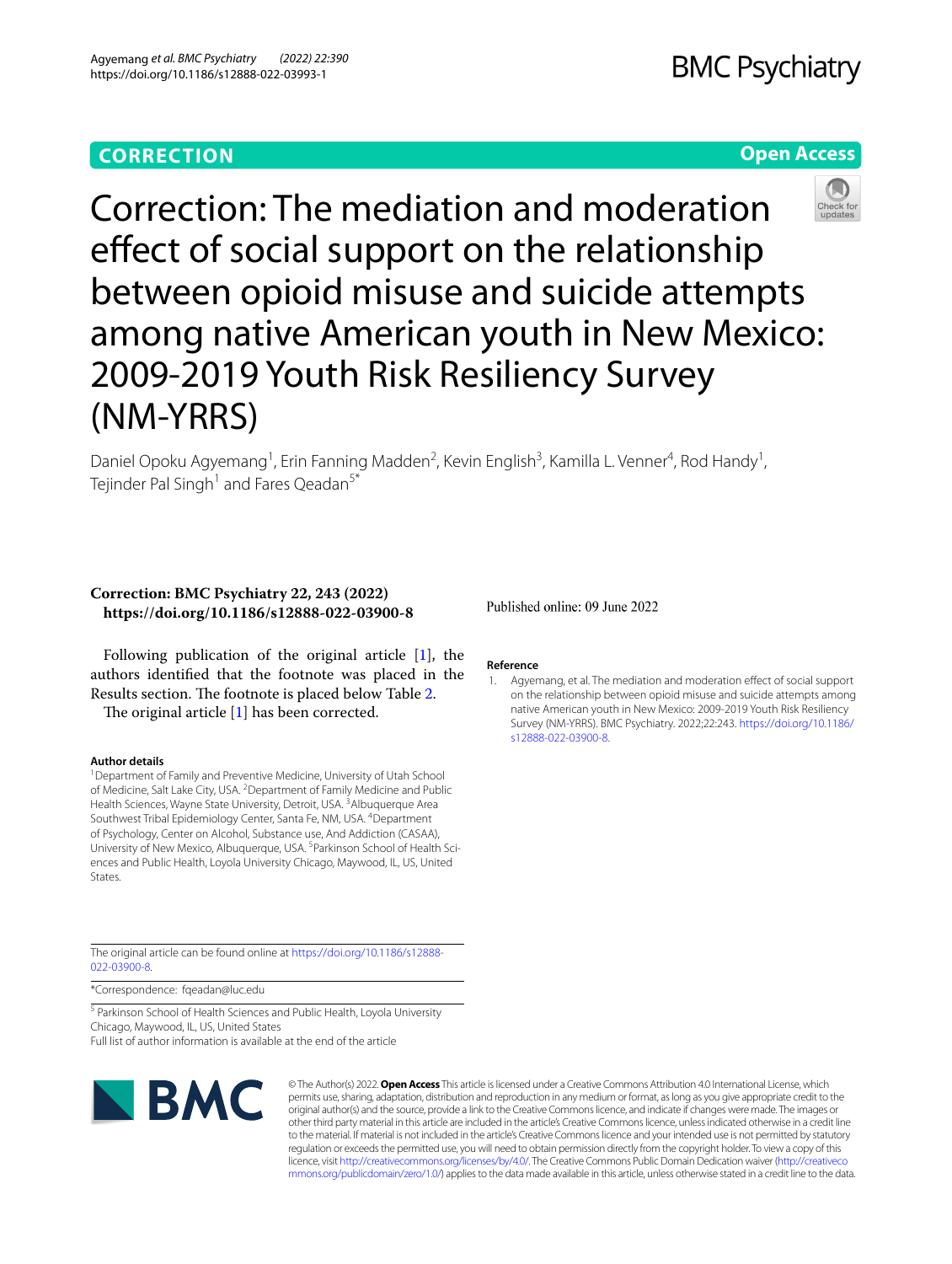CORRECTION

Open Access

# Correction: The mediation and moderation effect of social support on the relationship between opioid misuse and suicide attempts among native American youth in New Mexico: 2009-2019 Youth Risk Resiliency Survey (NM-YRRS)

Daniel Opoku Agyemang[1], Erin Fanning Madden[2], Kevin English[3], Kamilla L. Venner[4], Rod Handy[1], Tejinder Pal Singh[1] and Fares Qeadan[5*]

**Correction: BMC Psychiatry 22, 243 (2022)**
**https://doi.org/10.1186/s12888-022-03900-8**

Following publication of the original article [1], the authors identified that the footnote was placed in the Results section. The footnote is placed below Table 2.

The original article [1] has been corrected.

### Author details

[1]Department of Family and Preventive Medicine, University of Utah School of Medicine, Salt Lake City, USA. [2]Department of Family Medicine and Public Health Sciences, Wayne State University, Detroit, USA. [3]Albuquerque Area Southwest Tribal Epidemiology Center, Santa Fe, NM, USA. [4]Department of Psychology, Center on Alcohol, Substance use, And Addiction (CASAA), University of New Mexico, Albuquerque, USA. [5]Parkinson School of Health Sciences and Public Health, Loyola University Chicago, Maywood, IL, US, United States.

Published online: 09 June 2022

### Reference

1. Agyemang, et al. The mediation and moderation effect of social support on the relationship between opioid misuse and suicide attempts among native American youth in New Mexico: 2009-2019 Youth Risk Resiliency Survey (NM-YRRS). BMC Psychiatry. 2022;22:243. https://doi.org/10.1186/s12888-022-03900-8.

The original article can be found online at https://doi.org/10.1186/s12888-022-03900-8.

*Correspondence: fqeadan@luc.edu

[5] Parkinson School of Health Sciences and Public Health, Loyola University Chicago, Maywood, IL, US, United States

Full list of author information is available at the end of the article

© The Author(s) 2022. **Open Access** This article is licensed under a Creative Commons Attribution 4.0 International License, which permits use, sharing, adaptation, distribution and reproduction in any medium or format, as long as you give appropriate credit to the original author(s) and the source, provide a link to the Creative Commons licence, and indicate if changes were made. The images or other third party material in this article are included in the article's Creative Commons licence, unless indicated otherwise in a credit line to the material. If material is not included in the article's Creative Commons licence and your intended use is not permitted by statutory regulation or exceeds the permitted use, you will need to obtain permission directly from the copyright holder. To view a copy of this licence, visit http://creativecommons.org/licenses/by/4.0/. The Creative Commons Public Domain Dedication waiver (http://creativecommons.org/publicdomain/zero/1.0/) applies to the data made available in this article, unless otherwise stated in a credit line to the data.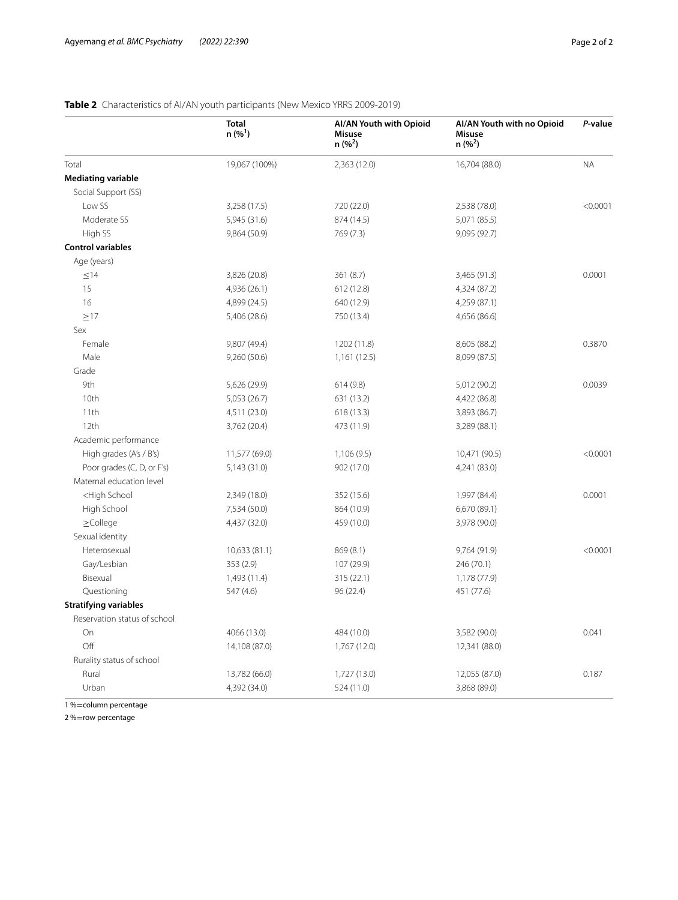**Table 2** Characteristics of AI/AN youth participants (New Mexico YRRS 2009-2019)

| | Total n (%[1]) | AI/AN Youth with Opioid Misuse n (%[2]) | AI/AN Youth with no Opioid Misuse n (%[2]) | *P*-value |
|---|---|---|---|---|
| Total | 19,067 (100%) | 2,363 (12.0) | 16,704 (88.0) | NA |
| **Mediating variable** | | | | |
| Social Support (SS) | | | | |
| Low SS | 3,258 (17.5) | 720 (22.0) | 2,538 (78.0) | <0.0001 |
| Moderate SS | 5,945 (31.6) | 874 (14.5) | 5,071 (85.5) | |
| High SS | 9,864 (50.9) | 769 (7.3) | 9,095 (92.7) | |
| **Control variables** | | | | |
| Age (years) | | | | |
| ≤14 | 3,826 (20.8) | 361 (8.7) | 3,465 (91.3) | 0.0001 |
| 15 | 4,936 (26.1) | 612 (12.8) | 4,324 (87.2) | |
| 16 | 4,899 (24.5) | 640 (12.9) | 4,259 (87.1) | |
| ≥17 | 5,406 (28.6) | 750 (13.4) | 4,656 (86.6) | |
| Sex | | | | |
| Female | 9,807 (49.4) | 1202 (11.8) | 8,605 (88.2) | 0.3870 |
| Male | 9,260 (50.6) | 1,161 (12.5) | 8,099 (87.5) | |
| Grade | | | | |
| 9th | 5,626 (29.9) | 614 (9.8) | 5,012 (90.2) | 0.0039 |
| 10th | 5,053 (26.7) | 631 (13.2) | 4,422 (86.8) | |
| 11th | 4,511 (23.0) | 618 (13.3) | 3,893 (86.7) | |
| 12th | 3,762 (20.4) | 473 (11.9) | 3,289 (88.1) | |
| Academic performance | | | | |
| High grades (A's / B's) | 11,577 (69.0) | 1,106 (9.5) | 10,471 (90.5) | <0.0001 |
| Poor grades (C, D, or F's) | 5,143 (31.0) | 902 (17.0) | 4,241 (83.0) | |
| Maternal education level | | | | |
| <High School | 2,349 (18.0) | 352 (15.6) | 1,997 (84.4) | 0.0001 |
| High School | 7,534 (50.0) | 864 (10.9) | 6,670 (89.1) | |
| ≥College | 4,437 (32.0) | 459 (10.0) | 3,978 (90.0) | |
| Sexual identity | | | | |
| Heterosexual | 10,633 (81.1) | 869 (8.1) | 9,764 (91.9) | <0.0001 |
| Gay/Lesbian | 353 (2.9) | 107 (29.9) | 246 (70.1) | |
| Bisexual | 1,493 (11.4) | 315 (22.1) | 1,178 (77.9) | |
| Questioning | 547 (4.6) | 96 (22.4) | 451 (77.6) | |
| **Stratifying variables** | | | | |
| Reservation status of school | | | | |
| On | 4066 (13.0) | 484 (10.0) | 3,582 (90.0) | 0.041 |
| Off | 14,108 (87.0) | 1,767 (12.0) | 12,341 (88.0) | |
| Rurality status of school | | | | |
| Rural | 13,782 (66.0) | 1,727 (13.0) | 12,055 (87.0) | 0.187 |
| Urban | 4,392 (34.0) | 524 (11.0) | 3,868 (89.0) | |

1 %=column percentage

2 %=row percentage